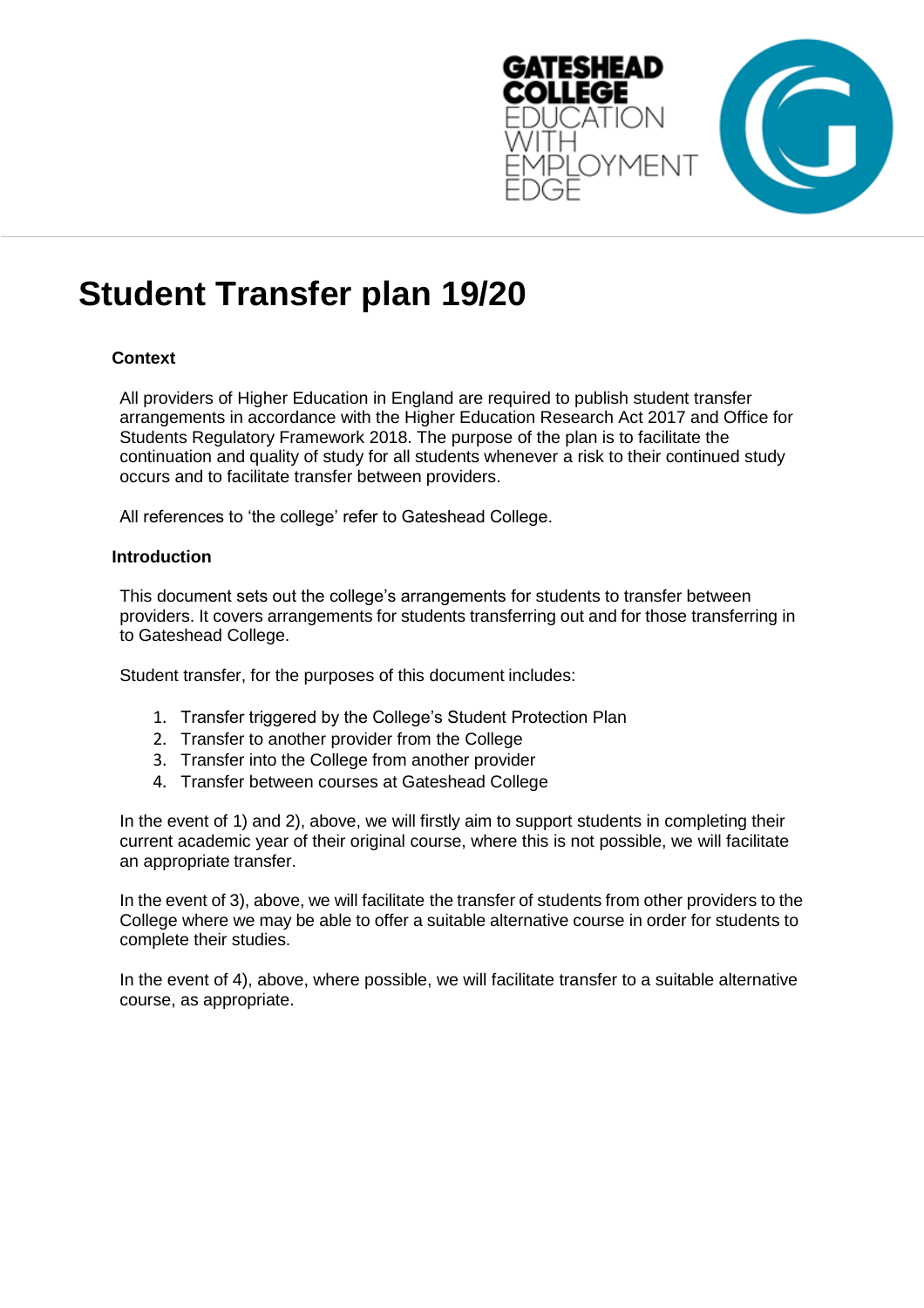# Student Transfer plan 19/20

## Context

All providers of Higher Education in England are required to publish student transfer arrangements in accordance with the Higher Education Research Act 2017 and Office for Students Regulatory Framework 2018. The purpose of the plan is to facilitate the continuation and quality of study for all students whenever a risk to their continued study occurs and to facilitate transfer between providers.

All references to 'the college' refer to Gateshead College.

## Introduction

This document sets out the college's arrangements for students to transfer between providers. It covers arrangements for students transferring out and for those transferring in to Gateshead College.

Student transfer, for the purposes of this document includes:

1. Transfer triggered by the College's Student Protection Plan
2. Transfer to another provider from the College
3. Transfer into the College from another provider
4. Transfer between courses at Gateshead College

In the event of 1) and 2), above, we will firstly aim to support students in completing their current academic year of their original course, where this is not possible, we will facilitate an appropriate transfer.

In the event of 3), above, we will facilitate the transfer of students from other providers to the College where we may be able to offer a suitable alternative course in order for students to complete their studies.

In the event of 4), above, where possible, we will facilitate transfer to a suitable alternative course, as appropriate.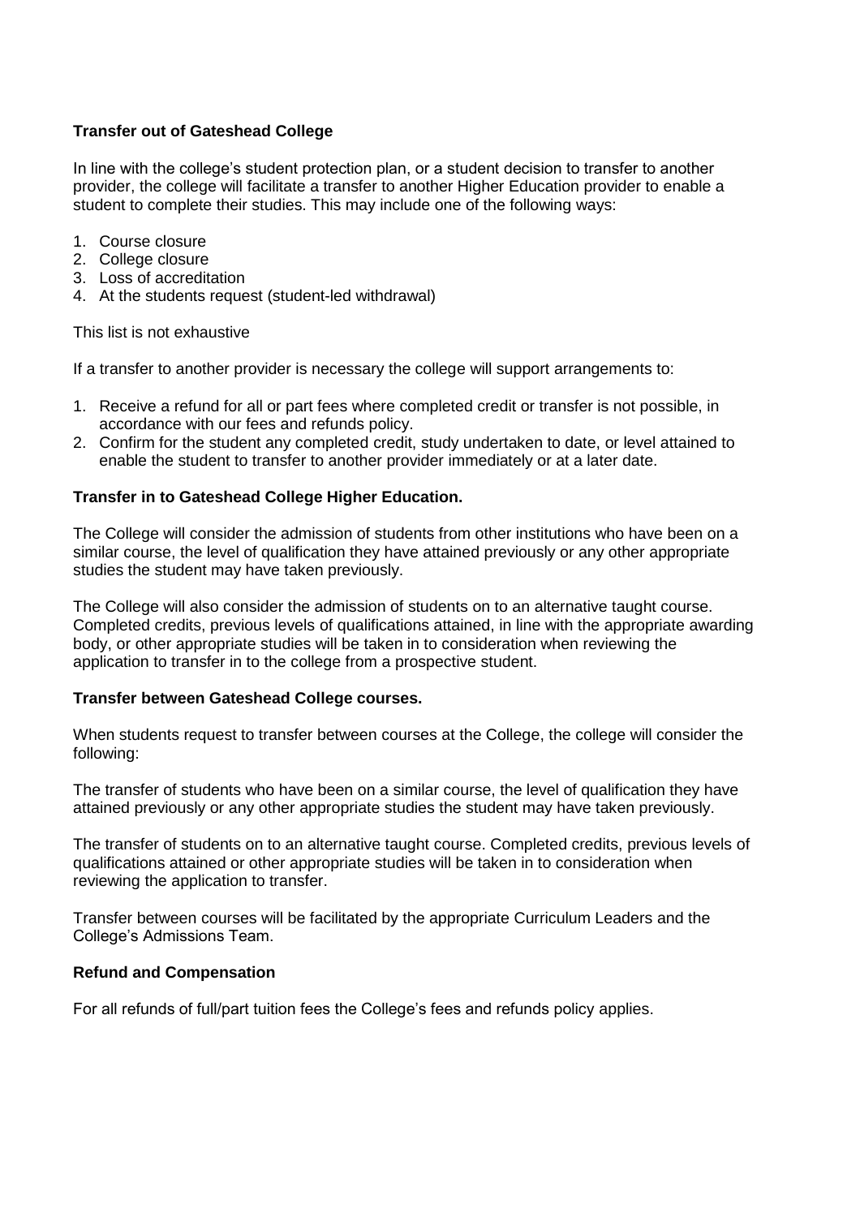**Transfer out of Gateshead College**

In line with the college's student protection plan, or a student decision to transfer to another provider, the college will facilitate a transfer to another Higher Education provider to enable a student to complete their studies. This may include one of the following ways:

1. Course closure
2. College closure
3. Loss of accreditation
4. At the students request (student-led withdrawal)

This list is not exhaustive

If a transfer to another provider is necessary the college will support arrangements to:

1. Receive a refund for all or part fees where completed credit or transfer is not possible, in accordance with our fees and refunds policy.
2. Confirm for the student any completed credit, study undertaken to date, or level attained to enable the student to transfer to another provider immediately or at a later date.

**Transfer in to Gateshead College Higher Education.**

The College will consider the admission of students from other institutions who have been on a similar course, the level of qualification they have attained previously or any other appropriate studies the student may have taken previously.

The College will also consider the admission of students on to an alternative taught course. Completed credits, previous levels of qualifications attained, in line with the appropriate awarding body, or other appropriate studies will be taken in to consideration when reviewing the application to transfer in to the college from a prospective student.

**Transfer between Gateshead College courses.**

When students request to transfer between courses at the College, the college will consider the following:

The transfer of students who have been on a similar course, the level of qualification they have attained previously or any other appropriate studies the student may have taken previously.

The transfer of students on to an alternative taught course. Completed credits, previous levels of qualifications attained or other appropriate studies will be taken in to consideration when reviewing the application to transfer.

Transfer between courses will be facilitated by the appropriate Curriculum Leaders and the College's Admissions Team.

**Refund and Compensation**

For all refunds of full/part tuition fees the College's fees and refunds policy applies.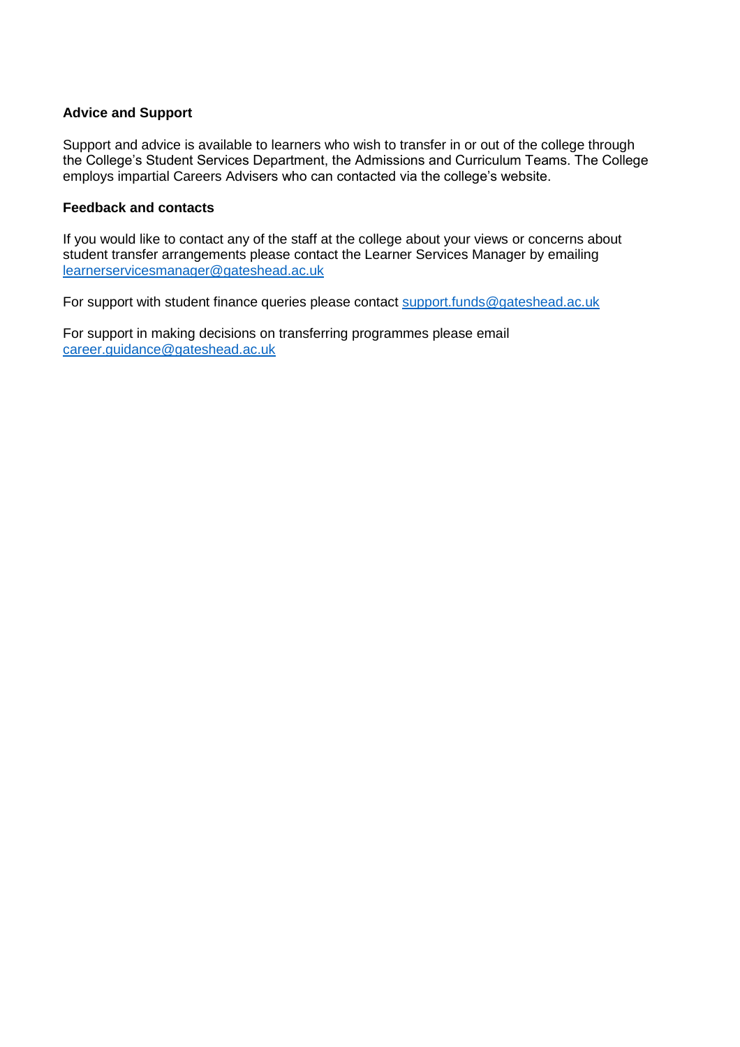**Advice and Support**

Support and advice is available to learners who wish to transfer in or out of the college through the College's Student Services Department, the Admissions and Curriculum Teams. The College employs impartial Careers Advisers who can contacted via the college's website.

**Feedback and contacts**

If you would like to contact any of the staff at the college about your views or concerns about student transfer arrangements please contact the Learner Services Manager by emailing learnerservicesmanager@gateshead.ac.uk

For support with student finance queries please contact support.funds@gateshead.ac.uk

For support in making decisions on transferring programmes please email career.guidance@gateshead.ac.uk